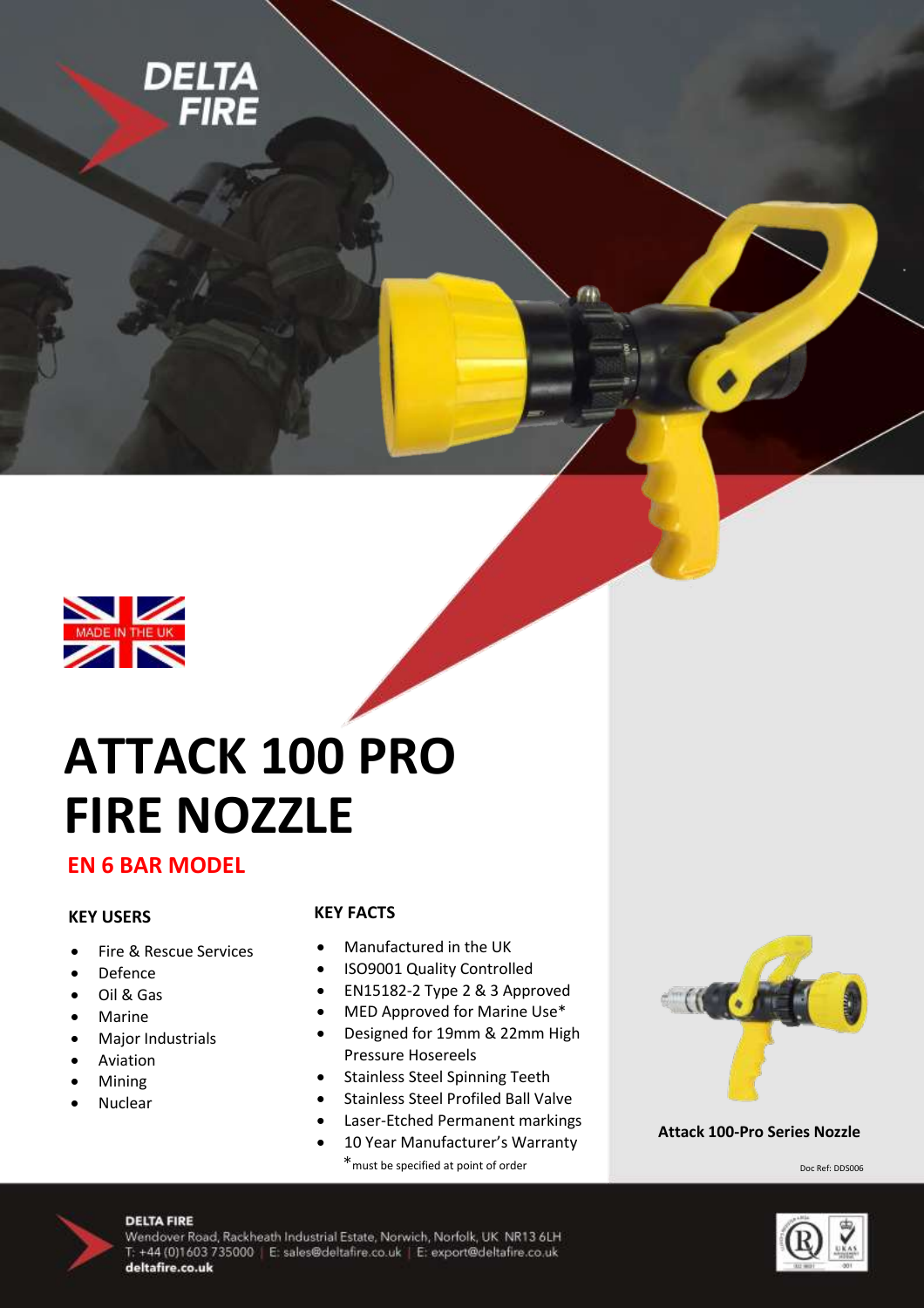DELTA FIRE

MADE IN THE UK

# ATTACK 100 PRO FIRE NOZZLE

## EN 6 BAR MODEL

### KEY USERS

- Fire & Rescue Services
- Defence
- Oil & Gas
- Marine
- Major Industrials
- Aviation
- Mining
- Nuclear

### KEY FACTS

- Manufactured in the UK
- ISO9001 Quality Controlled
- EN15182-2 Type 2 & 3 Approved
- MED Approved for Marine Use*
- Designed for 19mm & 22mm High Pressure Hosereels
- Stainless Steel Spinning Teeth
- Stainless Steel Profiled Ball Valve
- Laser-Etched Permanent markings
- 10 Year Manufacturer's Warranty

*must be specified at point of order

**Attack 100-Pro Series Nozzle**

Doc Ref: DDS006

**DELTA FIRE**
Wendover Road, Rackheath Industrial Estate, Norwich, Norfolk, UK NR13 6LH
T: +44 (0)1603 735000 | E: sales@deltafire.co.uk | E: export@deltafire.co.uk
**deltafire.co.uk**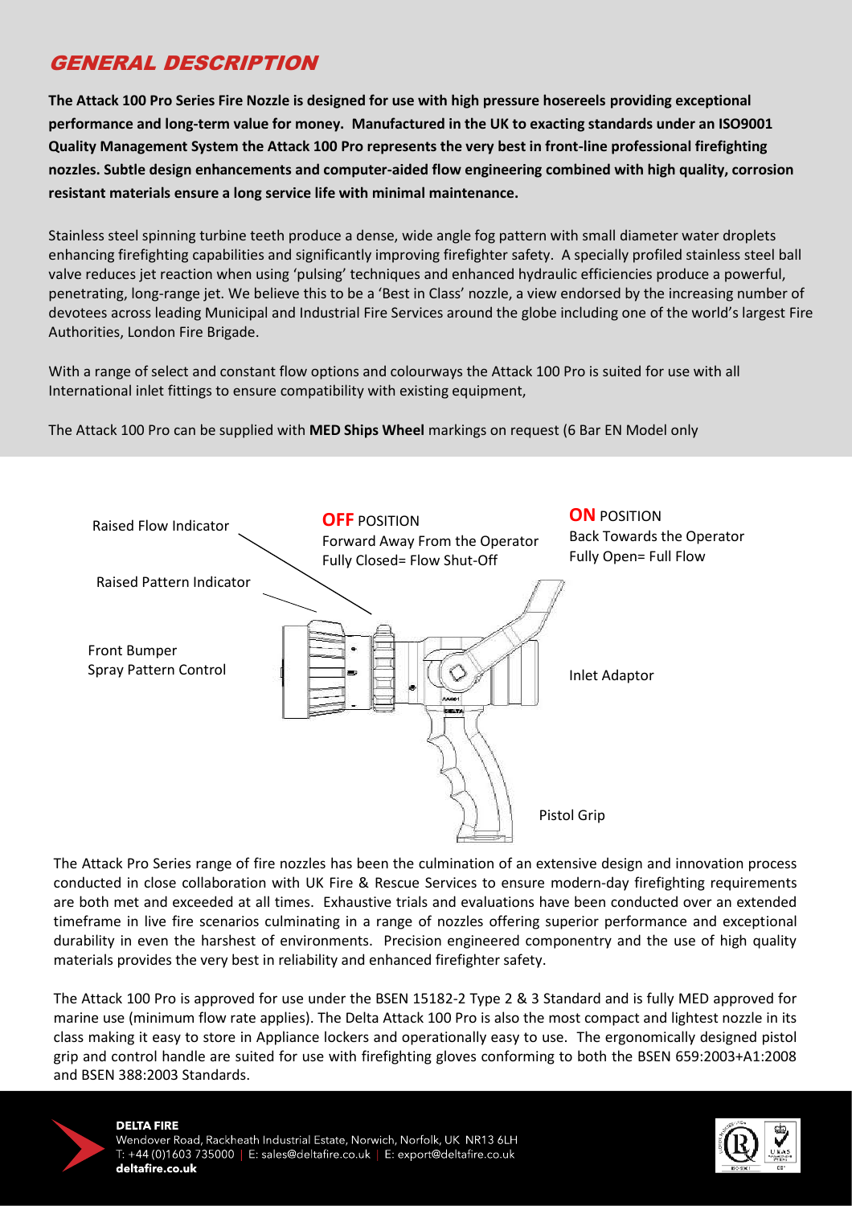## GENERAL DESCRIPTION

**The Attack 100 Pro Series Fire Nozzle is designed for use with high pressure hosereels providing exceptional performance and long-term value for money. Manufactured in the UK to exacting standards under an ISO9001 Quality Management System the Attack 100 Pro represents the very best in front-line professional firefighting nozzles. Subtle design enhancements and computer-aided flow engineering combined with high quality, corrosion resistant materials ensure a long service life with minimal maintenance.**

Stainless steel spinning turbine teeth produce a dense, wide angle fog pattern with small diameter water droplets enhancing firefighting capabilities and significantly improving firefighter safety. A specially profiled stainless steel ball valve reduces jet reaction when using 'pulsing' techniques and enhanced hydraulic efficiencies produce a powerful, penetrating, long-range jet. We believe this to be a 'Best in Class' nozzle, a view endorsed by the increasing number of devotees across leading Municipal and Industrial Fire Services around the globe including one of the world's largest Fire Authorities, London Fire Brigade.

With a range of select and constant flow options and colourways the Attack 100 Pro is suited for use with all International inlet fittings to ensure compatibility with existing equipment,

The Attack 100 Pro can be supplied with **MED Ships Wheel** markings on request (6 Bar EN Model only

Raised Flow Indicator

Raised Pattern Indicator

Front Bumper
Spray Pattern Control

**OFF** POSITION
Forward Away From the Operator
Fully Closed= Flow Shut-Off

**ON** POSITION
Back Towards the Operator
Fully Open= Full Flow

Inlet Adaptor

Pistol Grip

The Attack Pro Series range of fire nozzles has been the culmination of an extensive design and innovation process conducted in close collaboration with UK Fire & Rescue Services to ensure modern-day firefighting requirements are both met and exceeded at all times. Exhaustive trials and evaluations have been conducted over an extended timeframe in live fire scenarios culminating in a range of nozzles offering superior performance and exceptional durability in even the harshest of environments. Precision engineered componentry and the use of high quality materials provides the very best in reliability and enhanced firefighter safety.

The Attack 100 Pro is approved for use under the BSEN 15182-2 Type 2 & 3 Standard and is fully MED approved for marine use (minimum flow rate applies). The Delta Attack 100 Pro is also the most compact and lightest nozzle in its class making it easy to store in Appliance lockers and operationally easy to use. The ergonomically designed pistol grip and control handle are suited for use with firefighting gloves conforming to both the BSEN 659:2003+A1:2008 and BSEN 388:2003 Standards.

**DELTA FIRE**
Wendover Road, Rackheath Industrial Estate, Norwich, Norfolk, UK NR13 6LH
T: +44 (0)1603 735000 | E: sales@deltafire.co.uk | E: export@deltafire.co.uk
**deltafire.co.uk**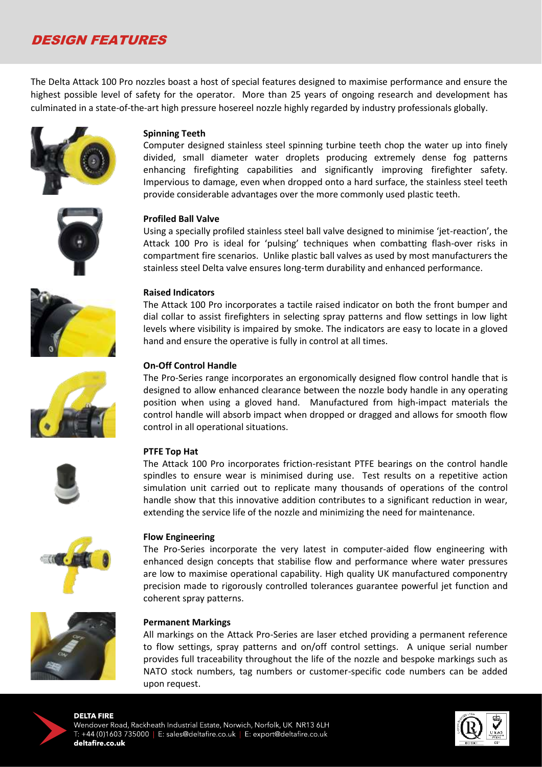# DESIGN FEATURES

The Delta Attack 100 Pro nozzles boast a host of special features designed to maximise performance and ensure the highest possible level of safety for the operator. More than 25 years of ongoing research and development has culminated in a state-of-the-art high pressure hosereel nozzle highly regarded by industry professionals globally.

**Spinning Teeth**

Computer designed stainless steel spinning turbine teeth chop the water up into finely divided, small diameter water droplets producing extremely dense fog patterns enhancing firefighting capabilities and significantly improving firefighter safety. Impervious to damage, even when dropped onto a hard surface, the stainless steel teeth provide considerable advantages over the more commonly used plastic teeth.

**Profiled Ball Valve**

Using a specially profiled stainless steel ball valve designed to minimise 'jet-reaction', the Attack 100 Pro is ideal for 'pulsing' techniques when combatting flash-over risks in compartment fire scenarios. Unlike plastic ball valves as used by most manufacturers the stainless steel Delta valve ensures long-term durability and enhanced performance.

**Raised Indicators**

The Attack 100 Pro incorporates a tactile raised indicator on both the front bumper and dial collar to assist firefighters in selecting spray patterns and flow settings in low light levels where visibility is impaired by smoke. The indicators are easy to locate in a gloved hand and ensure the operative is fully in control at all times.

**On-Off Control Handle**

The Pro-Series range incorporates an ergonomically designed flow control handle that is designed to allow enhanced clearance between the nozzle body handle in any operating position when using a gloved hand. Manufactured from high-impact materials the control handle will absorb impact when dropped or dragged and allows for smooth flow control in all operational situations.

**PTFE Top Hat**

The Attack 100 Pro incorporates friction-resistant PTFE bearings on the control handle spindles to ensure wear is minimised during use. Test results on a repetitive action simulation unit carried out to replicate many thousands of operations of the control handle show that this innovative addition contributes to a significant reduction in wear, extending the service life of the nozzle and minimizing the need for maintenance.

**Flow Engineering**

The Pro-Series incorporate the very latest in computer-aided flow engineering with enhanced design concepts that stabilise flow and performance where water pressures are low to maximise operational capability. High quality UK manufactured componentry precision made to rigorously controlled tolerances guarantee powerful jet function and coherent spray patterns.

**Permanent Markings**

All markings on the Attack Pro-Series are laser etched providing a permanent reference to flow settings, spray patterns and on/off control settings. A unique serial number provides full traceability throughout the life of the nozzle and bespoke markings such as NATO stock numbers, tag numbers or customer-specific code numbers can be added upon request.

**DELTA FIRE**
Wendover Road, Rackheath Industrial Estate, Norwich, Norfolk, UK NR13 6LH
T: +44 (0)1603 735000 | E: sales@deltafire.co.uk | E: export@deltafire.co.uk
**deltafire.co.uk**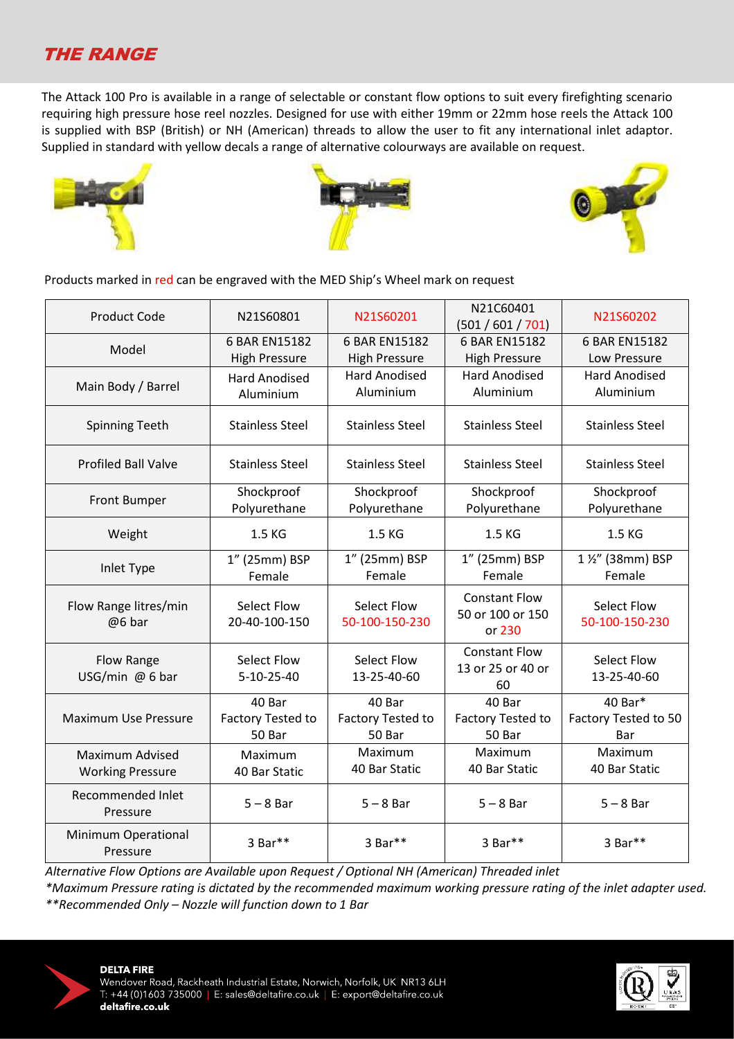## THE RANGE

The Attack 100 Pro is available in a range of selectable or constant flow options to suit every firefighting scenario requiring high pressure hose reel nozzles. Designed for use with either 19mm or 22mm hose reels the Attack 100 is supplied with BSP (British) or NH (American) threads to allow the user to fit any international inlet adaptor. Supplied in standard with yellow decals a range of alternative colourways are available on request.

Products marked in red can be engraved with the MED Ship's Wheel mark on request

| Product Code | N21S60801 | N21S60201 | N21C60401 (501 / 601 / 701) | N21S60202 |
|---|---|---|---|---|
| Model | 6 BAR EN15182 High Pressure | 6 BAR EN15182 High Pressure | 6 BAR EN15182 High Pressure | 6 BAR EN15182 Low Pressure |
| Main Body / Barrel | Hard Anodised Aluminium | Hard Anodised Aluminium | Hard Anodised Aluminium | Hard Anodised Aluminium |
| Spinning Teeth | Stainless Steel | Stainless Steel | Stainless Steel | Stainless Steel |
| Profiled Ball Valve | Stainless Steel | Stainless Steel | Stainless Steel | Stainless Steel |
| Front Bumper | Shockproof Polyurethane | Shockproof Polyurethane | Shockproof Polyurethane | Shockproof Polyurethane |
| Weight | 1.5 KG | 1.5 KG | 1.5 KG | 1.5 KG |
| Inlet Type | 1" (25mm) BSP Female | 1" (25mm) BSP Female | 1" (25mm) BSP Female | 1 ½" (38mm) BSP Female |
| Flow Range litres/min @6 bar | Select Flow 20-40-100-150 | Select Flow 50-100-150-230 | Constant Flow 50 or 100 or 150 or 230 | Select Flow 50-100-150-230 |
| Flow Range USG/min @ 6 bar | Select Flow 5-10-25-40 | Select Flow 13-25-40-60 | Constant Flow 13 or 25 or 40 or 60 | Select Flow 13-25-40-60 |
| Maximum Use Pressure | 40 Bar Factory Tested to 50 Bar | 40 Bar Factory Tested to 50 Bar | 40 Bar Factory Tested to 50 Bar | 40 Bar* Factory Tested to 50 Bar |
| Maximum Advised Working Pressure | Maximum 40 Bar Static | Maximum 40 Bar Static | Maximum 40 Bar Static | Maximum 40 Bar Static |
| Recommended Inlet Pressure | 5 – 8 Bar | 5 – 8 Bar | 5 – 8 Bar | 5 – 8 Bar |
| Minimum Operational Pressure | 3 Bar** | 3 Bar** | 3 Bar** | 3 Bar** |

*Alternative Flow Options are Available upon Request / Optional NH (American) Threaded inlet*

**Maximum Pressure rating is dictated by the recommended maximum working pressure rating of the inlet adapter used.*

***Recommended Only – Nozzle will function down to 1 Bar*

**DELTA FIRE**
Wendover Road, Rackheath Industrial Estate, Norwich, Norfolk, UK NR13 6LH
T: +44 (0)1603 735000 | E: sales@deltafire.co.uk | E: export@deltafire.co.uk
**deltafire.co.uk**